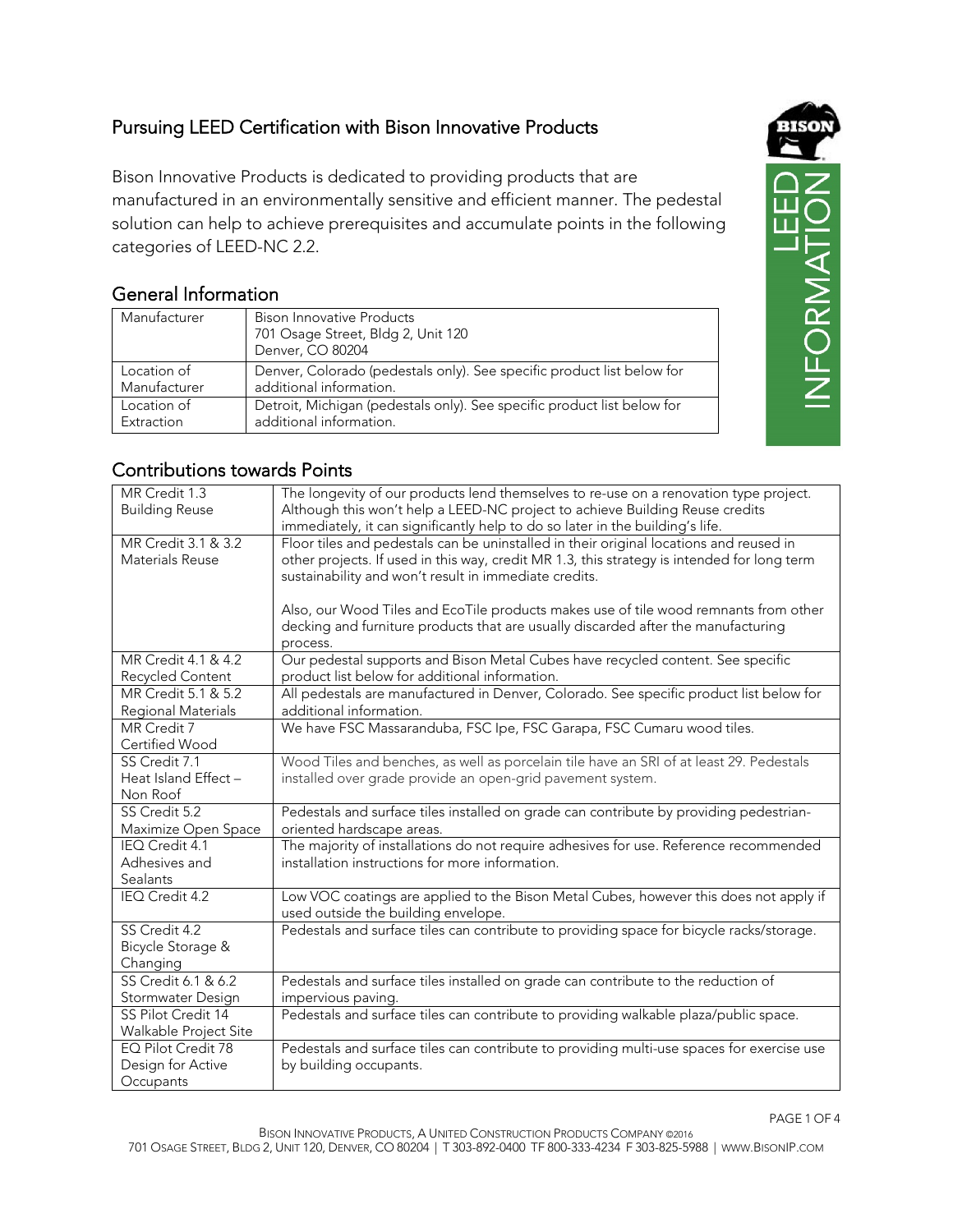# Pursuing LEED Certification with Bison Innovative Products

Bison Innovative Products is dedicated to providing products that are manufactured in an environmentally sensitive and efficient manner. The pedestal solution can help to achieve prerequisites and accumulate points in the following categories of LEED-NC 2.2.

LEED INFORMATION

## General Information

| | |
|---|---|
| Manufacturer | Bison Innovative Products<br>701 Osage Street, Bldg 2, Unit 120<br>Denver, CO 80204 |
| Location of Manufacturer | Denver, Colorado (pedestals only). See specific product list below for additional information. |
| Location of Extraction | Detroit, Michigan (pedestals only). See specific product list below for additional information. |

## Contributions towards Points

| | |
|---|---|
| MR Credit 1.3<br>Building Reuse | The longevity of our products lend themselves to re-use on a renovation type project. Although this won't help a LEED-NC project to achieve Building Reuse credits immediately, it can significantly help to do so later in the building's life. |
| MR Credit 3.1 & 3.2<br>Materials Reuse | Floor tiles and pedestals can be uninstalled in their original locations and reused in other projects. If used in this way, credit MR 1.3, this strategy is intended for long term sustainability and won't result in immediate credits.<br><br>Also, our Wood Tiles and EcoTile products makes use of tile wood remnants from other decking and furniture products that are usually discarded after the manufacturing process. |
| MR Credit 4.1 & 4.2<br>Recycled Content | Our pedestal supports and Bison Metal Cubes have recycled content. See specific product list below for additional information. |
| MR Credit 5.1 & 5.2<br>Regional Materials | All pedestals are manufactured in Denver, Colorado. See specific product list below for additional information. |
| MR Credit 7<br>Certified Wood | We have FSC Massaranduba, FSC Ipe, FSC Garapa, FSC Cumaru wood tiles. |
| SS Credit 7.1<br>Heat Island Effect – Non Roof | Wood Tiles and benches, as well as porcelain tile have an SRI of at least 29. Pedestals installed over grade provide an open-grid pavement system. |
| SS Credit 5.2<br>Maximize Open Space | Pedestals and surface tiles installed on grade can contribute by providing pedestrian-oriented hardscape areas. |
| IEQ Credit 4.1<br>Adhesives and Sealants | The majority of installations do not require adhesives for use. Reference recommended installation instructions for more information. |
| IEQ Credit 4.2 | Low VOC coatings are applied to the Bison Metal Cubes, however this does not apply if used outside the building envelope. |
| SS Credit 4.2<br>Bicycle Storage & Changing | Pedestals and surface tiles can contribute to providing space for bicycle racks/storage. |
| SS Credit 6.1 & 6.2<br>Stormwater Design | Pedestals and surface tiles installed on grade can contribute to the reduction of impervious paving. |
| SS Pilot Credit 14<br>Walkable Project Site | Pedestals and surface tiles can contribute to providing walkable plaza/public space. |
| EQ Pilot Credit 78<br>Design for Active Occupants | Pedestals and surface tiles can contribute to providing multi-use spaces for exercise use by building occupants. |

BISON INNOVATIVE PRODUCTS, A UNITED CONSTRUCTION PRODUCTS COMPANY ©2016
701 OSAGE STREET, BLDG 2, UNIT 120, DENVER, CO 80204 | T 303-892-0400 TF 800-333-4234 F 303-825-5988 | WWW.BISONIP.COM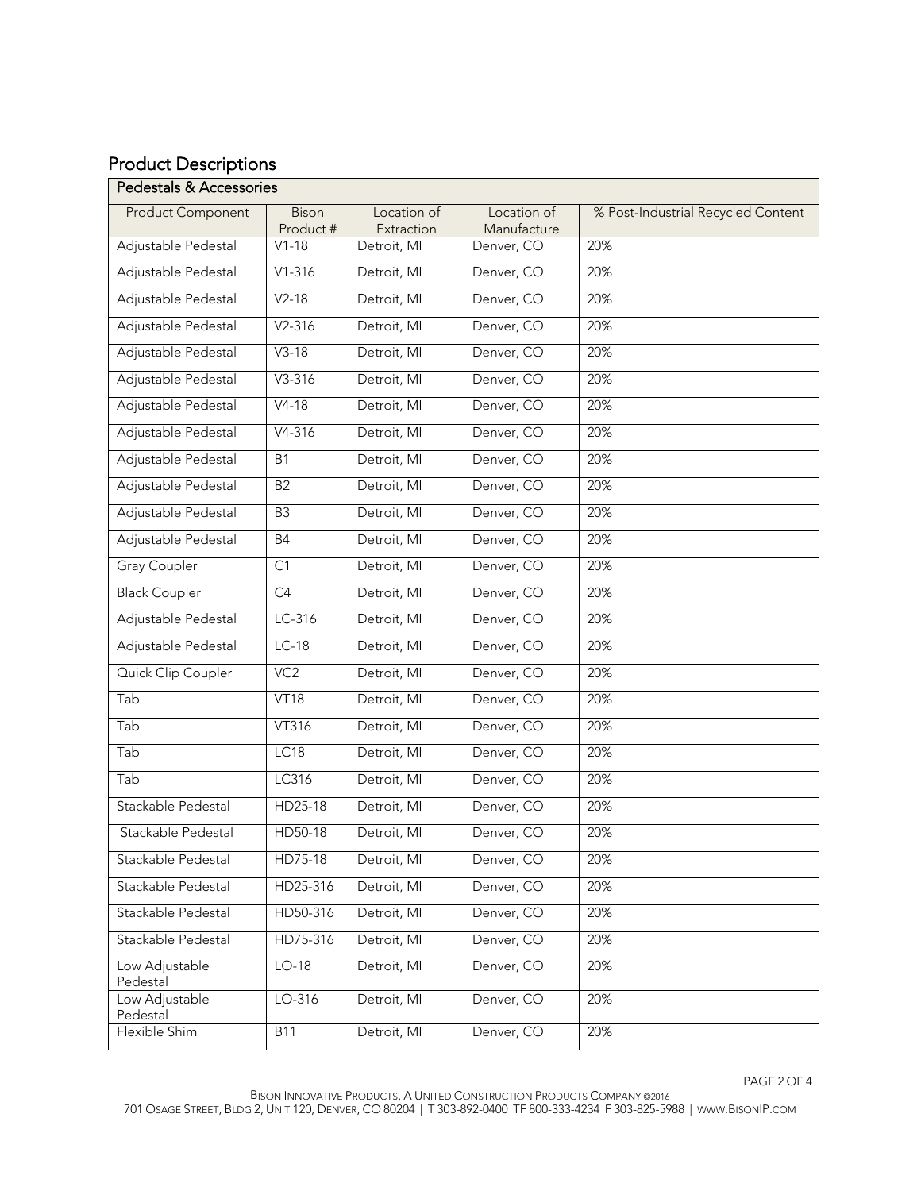## Product Descriptions

| Pedestals & Accessories | | | | |
|---|---|---|---|---|
| Product Component | Bison Product # | Location of Extraction | Location of Manufacture | % Post-Industrial Recycled Content |
| Adjustable Pedestal | V1-18 | Detroit, MI | Denver, CO | 20% |
| Adjustable Pedestal | V1-316 | Detroit, MI | Denver, CO | 20% |
| Adjustable Pedestal | V2-18 | Detroit, MI | Denver, CO | 20% |
| Adjustable Pedestal | V2-316 | Detroit, MI | Denver, CO | 20% |
| Adjustable Pedestal | V3-18 | Detroit, MI | Denver, CO | 20% |
| Adjustable Pedestal | V3-316 | Detroit, MI | Denver, CO | 20% |
| Adjustable Pedestal | V4-18 | Detroit, MI | Denver, CO | 20% |
| Adjustable Pedestal | V4-316 | Detroit, MI | Denver, CO | 20% |
| Adjustable Pedestal | B1 | Detroit, MI | Denver, CO | 20% |
| Adjustable Pedestal | B2 | Detroit, MI | Denver, CO | 20% |
| Adjustable Pedestal | B3 | Detroit, MI | Denver, CO | 20% |
| Adjustable Pedestal | B4 | Detroit, MI | Denver, CO | 20% |
| Gray Coupler | C1 | Detroit, MI | Denver, CO | 20% |
| Black Coupler | C4 | Detroit, MI | Denver, CO | 20% |
| Adjustable Pedestal | LC-316 | Detroit, MI | Denver, CO | 20% |
| Adjustable Pedestal | LC-18 | Detroit, MI | Denver, CO | 20% |
| Quick Clip Coupler | VC2 | Detroit, MI | Denver, CO | 20% |
| Tab | VT18 | Detroit, MI | Denver, CO | 20% |
| Tab | VT316 | Detroit, MI | Denver, CO | 20% |
| Tab | LC18 | Detroit, MI | Denver, CO | 20% |
| Tab | LC316 | Detroit, MI | Denver, CO | 20% |
| Stackable Pedestal | HD25-18 | Detroit, MI | Denver, CO | 20% |
| Stackable Pedestal | HD50-18 | Detroit, MI | Denver, CO | 20% |
| Stackable Pedestal | HD75-18 | Detroit, MI | Denver, CO | 20% |
| Stackable Pedestal | HD25-316 | Detroit, MI | Denver, CO | 20% |
| Stackable Pedestal | HD50-316 | Detroit, MI | Denver, CO | 20% |
| Stackable Pedestal | HD75-316 | Detroit, MI | Denver, CO | 20% |
| Low Adjustable Pedestal | LO-18 | Detroit, MI | Denver, CO | 20% |
| Low Adjustable Pedestal | LO-316 | Detroit, MI | Denver, CO | 20% |
| Flexible Shim | B11 | Detroit, MI | Denver, CO | 20% |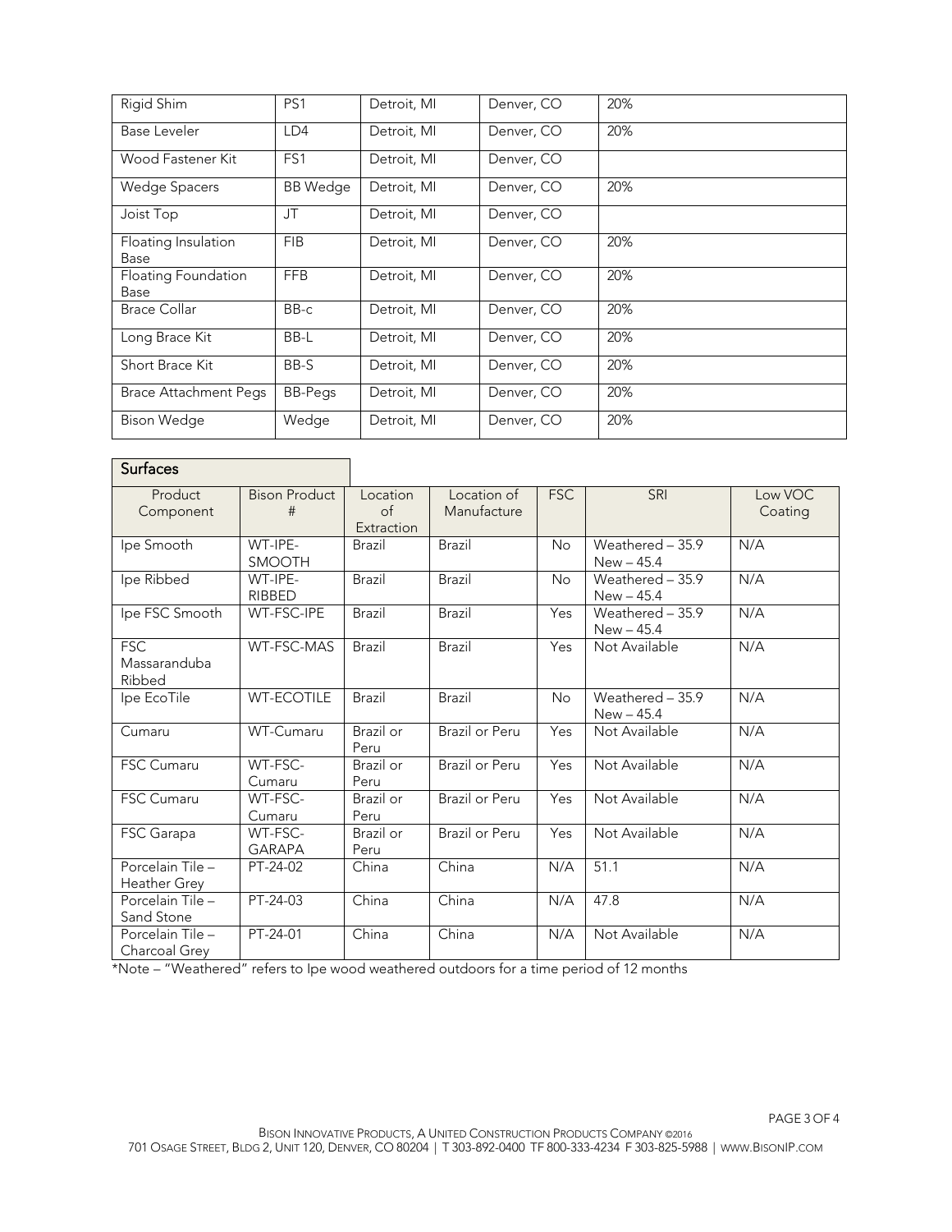| Rigid Shim | PS1 | Detroit, MI | Denver, CO | 20% |
|---|---|---|---|---|
| Base Leveler | LD4 | Detroit, MI | Denver, CO | 20% |
| Wood Fastener Kit | FS1 | Detroit, MI | Denver, CO | |
| Wedge Spacers | BB Wedge | Detroit, MI | Denver, CO | 20% |
| Joist Top | JT | Detroit, MI | Denver, CO | |
| Floating Insulation Base | FIB | Detroit, MI | Denver, CO | 20% |
| Floating Foundation Base | FFB | Detroit, MI | Denver, CO | 20% |
| Brace Collar | BB-c | Detroit, MI | Denver, CO | 20% |
| Long Brace Kit | BB-L | Detroit, MI | Denver, CO | 20% |
| Short Brace Kit | BB-S | Detroit, MI | Denver, CO | 20% |
| Brace Attachment Pegs | BB-Pegs | Detroit, MI | Denver, CO | 20% |
| Bison Wedge | Wedge | Detroit, MI | Denver, CO | 20% |

## Surfaces

| Product Component | Bison Product # | Location of Extraction | Location of Manufacture | FSC | SRI | Low VOC Coating |
|---|---|---|---|---|---|---|
| Ipe Smooth | WT-IPE-SMOOTH | Brazil | Brazil | No | Weathered – 35.9<br>New – 45.4 | N/A |
| Ipe Ribbed | WT-IPE-RIBBED | Brazil | Brazil | No | Weathered – 35.9<br>New – 45.4 | N/A |
| Ipe FSC Smooth | WT-FSC-IPE | Brazil | Brazil | Yes | Weathered – 35.9<br>New – 45.4 | N/A |
| FSC Massaranduba Ribbed | WT-FSC-MAS | Brazil | Brazil | Yes | Not Available | N/A |
| Ipe EcoTile | WT-ECOTILE | Brazil | Brazil | No | Weathered – 35.9<br>New – 45.4 | N/A |
| Cumaru | WT-Cumaru | Brazil or Peru | Brazil or Peru | Yes | Not Available | N/A |
| FSC Cumaru | WT-FSC-Cumaru | Brazil or Peru | Brazil or Peru | Yes | Not Available | N/A |
| FSC Cumaru | WT-FSC-Cumaru | Brazil or Peru | Brazil or Peru | Yes | Not Available | N/A |
| FSC Garapa | WT-FSC-GARAPA | Brazil or Peru | Brazil or Peru | Yes | Not Available | N/A |
| Porcelain Tile – Heather Grey | PT-24-02 | China | China | N/A | 51.1 | N/A |
| Porcelain Tile – Sand Stone | PT-24-03 | China | China | N/A | 47.8 | N/A |
| Porcelain Tile – Charcoal Grey | PT-24-01 | China | China | N/A | Not Available | N/A |

*Note – "Weathered" refers to Ipe wood weathered outdoors for a time period of 12 months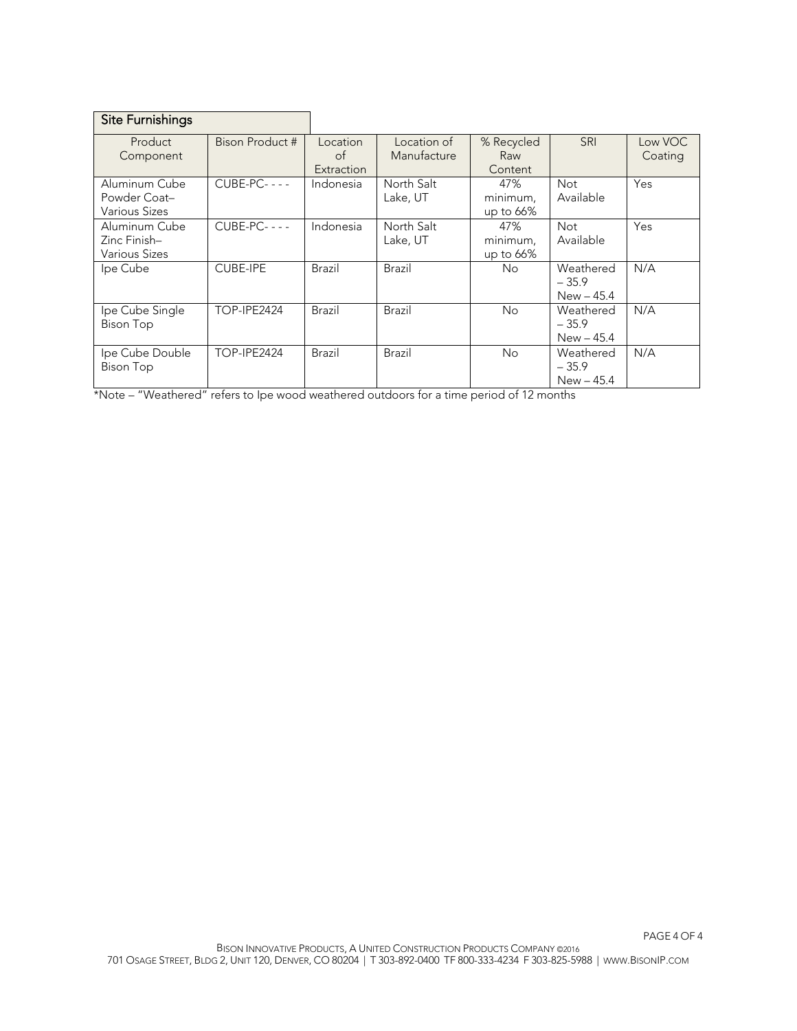## Site Furnishings

| Product Component | Bison Product # | Location of Extraction | Location of Manufacture | % Recycled Raw Content | SRI | Low VOC Coating |
|---|---|---|---|---|---|---|
| Aluminum Cube Powder Coat– Various Sizes | CUBE-PC- - - - | Indonesia | North Salt Lake, UT | 47% minimum, up to 66% | Not Available | Yes |
| Aluminum Cube Zinc Finish– Various Sizes | CUBE-PC- - - - | Indonesia | North Salt Lake, UT | 47% minimum, up to 66% | Not Available | Yes |
| Ipe Cube | CUBE-IPE | Brazil | Brazil | No | Weathered – 35.9 New – 45.4 | N/A |
| Ipe Cube Single Bison Top | TOP-IPE2424 | Brazil | Brazil | No | Weathered – 35.9 New – 45.4 | N/A |
| Ipe Cube Double Bison Top | TOP-IPE2424 | Brazil | Brazil | No | Weathered – 35.9 New – 45.4 | N/A |

*Note – "Weathered" refers to Ipe wood weathered outdoors for a time period of 12 months

BISON INNOVATIVE PRODUCTS, A UNITED CONSTRUCTION PRODUCTS COMPANY ©2016
701 OSAGE STREET, BLDG 2, UNIT 120, DENVER, CO 80204 | T 303-892-0400 TF 800-333-4234 F 303-825-5988 | WWW.BISONIP.COM